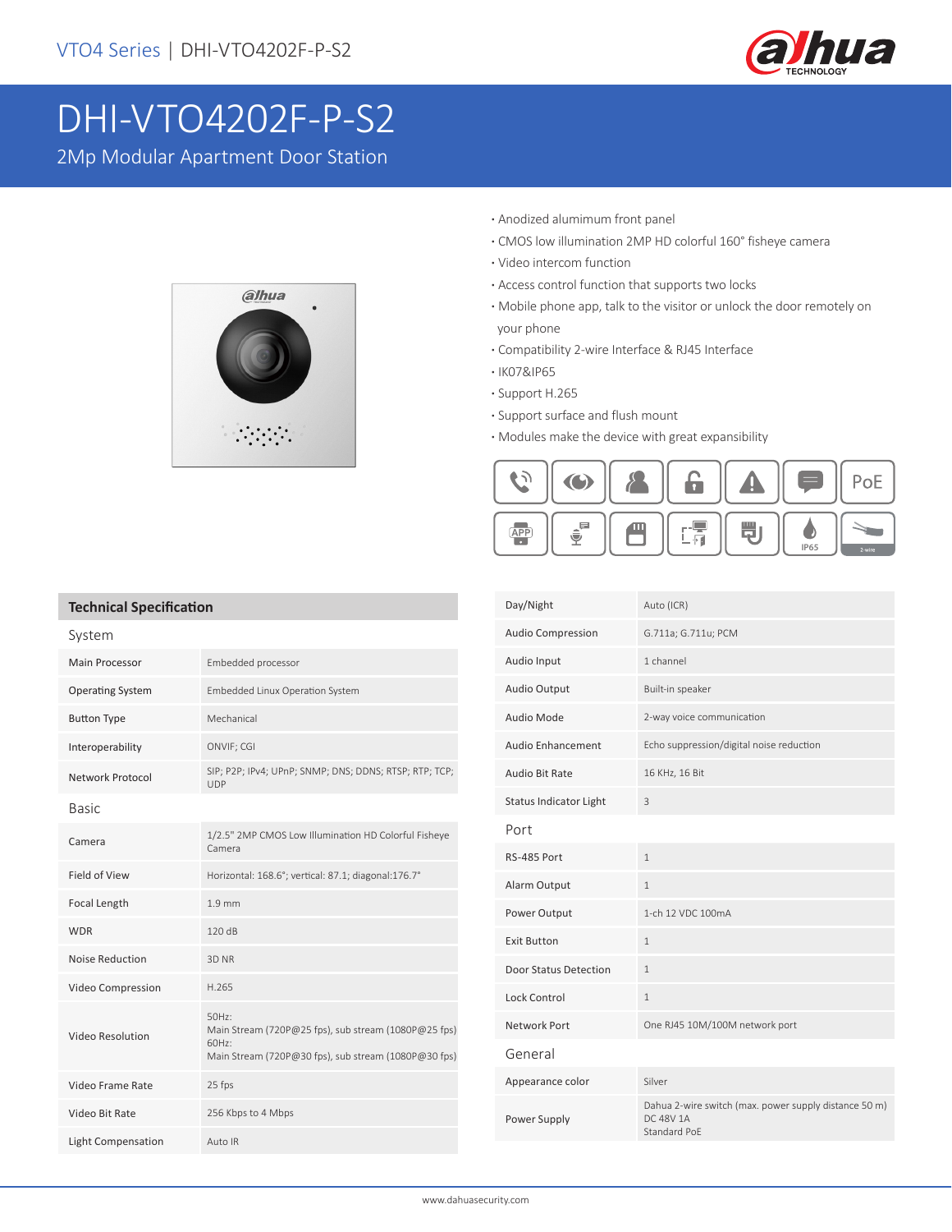VTO4 Series | DHI-VTO4202F-P-S2

# DHI-VTO4202F-P-S2

2Mp Modular Apartment Door Station

- Anodized alumimum front panel
- CMOS low illumination 2MP HD colorful 160° fisheye camera
- Video intercom function
- Access control function that supports two locks
- Mobile phone app, talk to the visitor or unlock the door remotely on your phone
- Compatibility 2-wire Interface & RJ45 Interface
- IK07&IP65
- Support H.265
- Support surface and flush mount
- Modules make the device with great expansibility

## Technical Specification

| System | |
|---|---|
| Main Processor | Embedded processor |
| Operating System | Embedded Linux Operation System |
| Button Type | Mechanical |
| Interoperability | ONVIF; CGI |
| Network Protocol | SIP; P2P; IPv4; UPnP; SNMP; DNS; DDNS; RTSP; RTP; TCP; UDP |
| **Basic** | |
| Camera | 1/2.5" 2MP CMOS Low Illumination HD Colorful Fisheye Camera |
| Field of View | Horizontal: 168.6°; vertical: 87.1; diagonal:176.7° |
| Focal Length | 1.9 mm |
| WDR | 120 dB |
| Noise Reduction | 3D NR |
| Video Compression | H.265 |
| Video Resolution | 50Hz:<br>Main Stream (720P@25 fps), sub stream (1080P@25 fps)<br>60Hz:<br>Main Stream (720P@30 fps), sub stream (1080P@30 fps) |
| Video Frame Rate | 25 fps |
| Video Bit Rate | 256 Kbps to 4 Mbps |
| Light Compensation | Auto IR |
| Day/Night | Auto (ICR) |
| Audio Compression | G.711a; G.711u; PCM |
| Audio Input | 1 channel |
| Audio Output | Built-in speaker |
| Audio Mode | 2-way voice communication |
| Audio Enhancement | Echo suppression/digital noise reduction |
| Audio Bit Rate | 16 KHz, 16 Bit |
| Status Indicator Light | 3 |
| **Port** | |
| RS-485 Port | 1 |
| Alarm Output | 1 |
| Power Output | 1-ch 12 VDC 100mA |
| Exit Button | 1 |
| Door Status Detection | 1 |
| Lock Control | 1 |
| Network Port | One RJ45 10M/100M network port |
| **General** | |
| Appearance color | Silver |
| Power Supply | Dahua 2-wire switch (max. power supply distance 50 m)<br>DC 48V 1A<br>Standard PoE |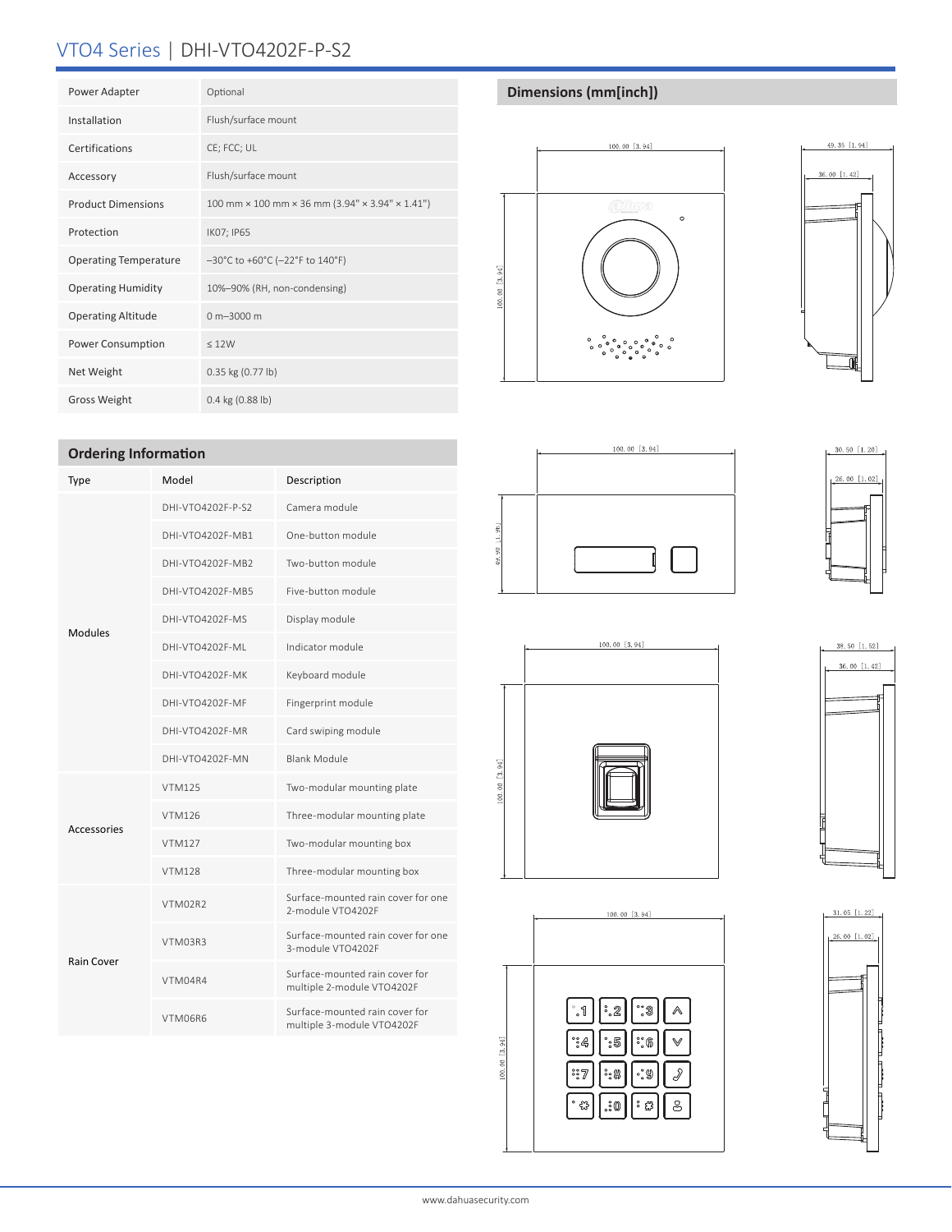# VTO4 Series | DHI-VTO4202F-P-S2

| | |
|---|---|
| Power Adapter | Optional |
| Installation | Flush/surface mount |
| Certifications | CE; FCC; UL |
| Accessory | Flush/surface mount |
| Product Dimensions | 100 mm × 100 mm × 36 mm (3.94" × 3.94" × 1.41") |
| Protection | IK07; IP65 |
| Operating Temperature | –30°C to +60°C (–22°F to 140°F) |
| Operating Humidity | 10%–90% (RH, non-condensing) |
| Operating Altitude | 0 m–3000 m |
| Power Consumption | ≤ 12W |
| Net Weight | 0.35 kg (0.77 lb) |
| Gross Weight | 0.4 kg (0.88 lb) |

## Ordering Information

| Type | Model | Description |
|---|---|---|
| Modules | DHI-VTO4202F-P-S2 | Camera module |
| | DHI-VTO4202F-MB1 | One-button module |
| | DHI-VTO4202F-MB2 | Two-button module |
| | DHI-VTO4202F-MB5 | Five-button module |
| | DHI-VTO4202F-MS | Display module |
| | DHI-VTO4202F-ML | Indicator module |
| | DHI-VTO4202F-MK | Keyboard module |
| | DHI-VTO4202F-MF | Fingerprint module |
| | DHI-VTO4202F-MR | Card swiping module |
| | DHI-VTO4202F-MN | Blank Module |
| Accessories | VTM125 | Two-modular mounting plate |
| | VTM126 | Three-modular mounting plate |
| | VTM127 | Two-modular mounting box |
| | VTM128 | Three-modular mounting box |
| Rain Cover | VTM02R2 | Surface-mounted rain cover for one 2-module VTO4202F |
| | VTM03R3 | Surface-mounted rain cover for one 3-module VTO4202F |
| | VTM04R4 | Surface-mounted rain cover for multiple 2-module VTO4202F |
| | VTM06R6 | Surface-mounted rain cover for multiple 3-module VTO4202F |

## Dimensions (mm[inch])

100.00 [3.94] × 100.00 [3.94]; 49.35 [1.94]; 36.00 [1.42]

100.00 [3.94] × 49.90 [1.96]; 30.50 [1.20]; 26.00 [1.02]

100.00 [3.94] × 100.00 [3.94]; 38.50 [1.52]; 36.00 [1.42]

100.00 [3.94] × 100.00 [3.94]; 31.05 [1.22]; 26.00 [1.02]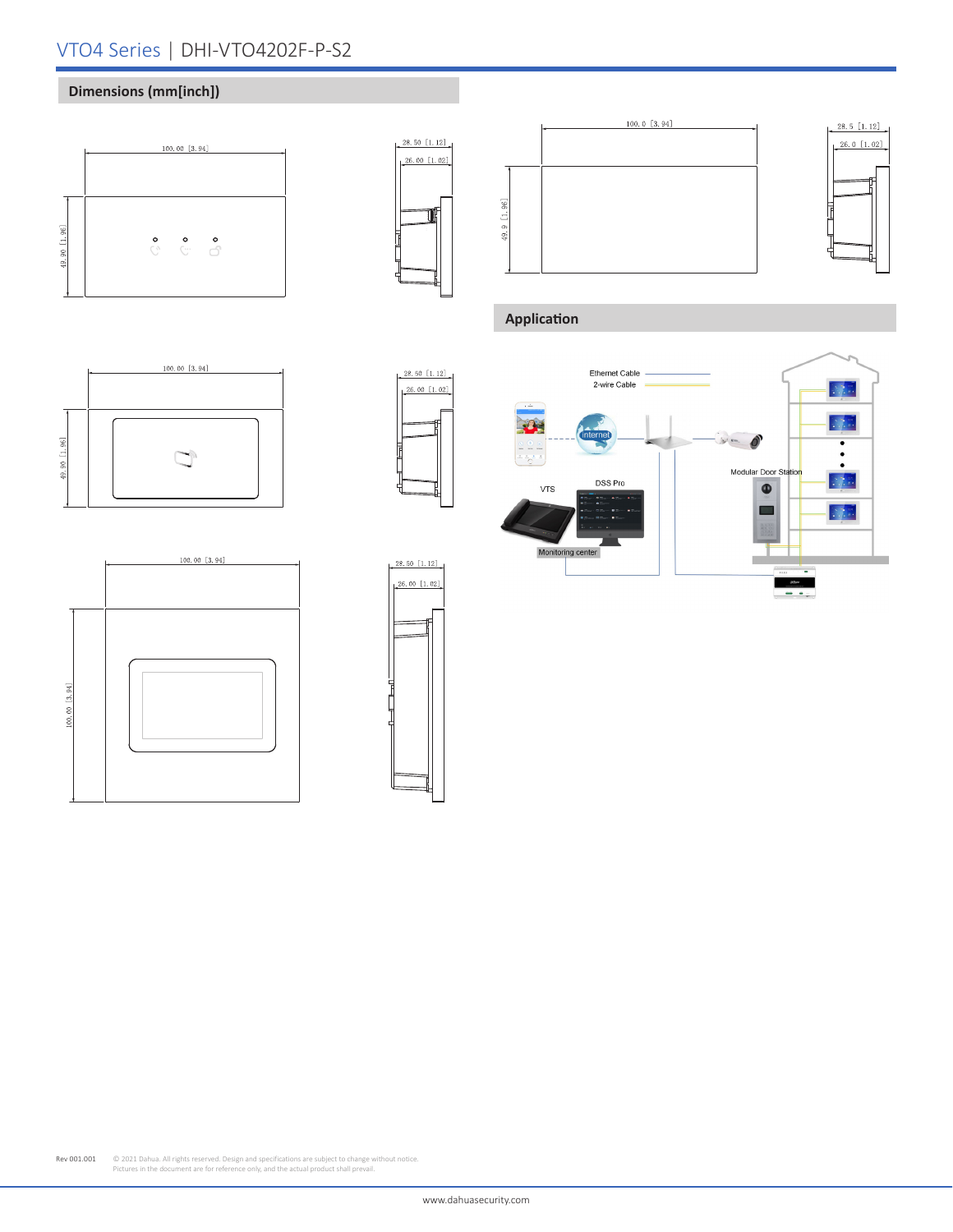## Dimensions (mm[inch])

100.00 [3.94]
49.90 [1.96]
28.50 [1.12]
26.00 [1.02]

100.00 [3.94]
49.90 [1.96]
28.50 [1.12]
26.00 [1.02]

100.00 [3.94]
100.00 [3.94]
28.50 [1.12]
26.00 [1.02]

100.0 [3.94]
49.9 [1.96]
28.5 [1.12]
26.0 [1.02]

## Application

Ethernet Cable
2-wire Cable
internet
VTS
DSS Pro
Monitoring center
Modular Door Station

Rev 001.001 © 2021 Dahua. All rights reserved. Design and specifications are subject to change without notice.
Pictures in the document are for reference only, and the actual product shall prevail.

www.dahuasecurity.com